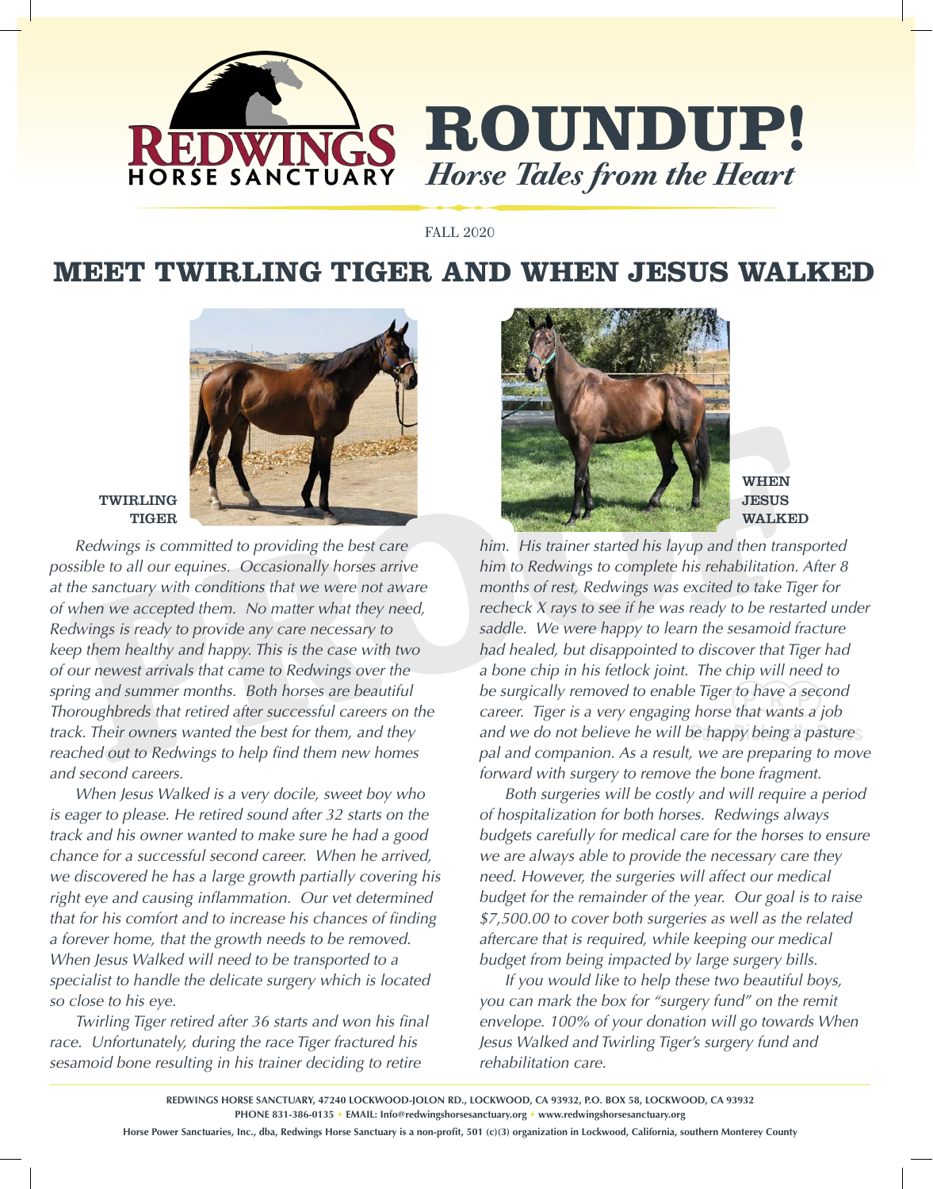# ROUNDUP!

*Horse Tales from the Heart*

REDWINGS HORSE SANCTUARY

FALL 2020

## MEET TWIRLING TIGER AND WHEN JESUS WALKED

TWIRLING TIGER

WHEN JESUS WALKED

*Redwings is committed to providing the best care possible to all our equines. Occasionally horses arrive at the sanctuary with conditions that we were not aware of when we accepted them. No matter what they need, Redwings is ready to provide any care necessary to keep them healthy and happy. This is the case with two of our newest arrivals that came to Redwings over the spring and summer months. Both horses are beautiful Thoroughbreds that retired after successful careers on the track. Their owners wanted the best for them, and they reached out to Redwings to help find them new homes and second careers.*

*When Jesus Walked is a very docile, sweet boy who is eager to please. He retired sound after 32 starts on the track and his owner wanted to make sure he had a good chance for a successful second career. When he arrived, we discovered he has a large growth partially covering his right eye and causing inflammation. Our vet determined that for his comfort and to increase his chances of finding a forever home, that the growth needs to be removed. When Jesus Walked will need to be transported to a specialist to handle the delicate surgery which is located so close to his eye.*

*Twirling Tiger retired after 36 starts and won his final race. Unfortunately, during the race Tiger fractured his sesamoid bone resulting in his trainer deciding to retire him. His trainer started his layup and then transported him to Redwings to complete his rehabilitation. After 8 months of rest, Redwings was excited to take Tiger for recheck X rays to see if he was ready to be restarted under saddle. We were happy to learn the sesamoid fracture had healed, but disappointed to discover that Tiger had a bone chip in his fetlock joint. The chip will need to be surgically removed to enable Tiger to have a second career. Tiger is a very engaging horse that wants a job and we do not believe he will be happy being a pasture pal and companion. As a result, we are preparing to move forward with surgery to remove the bone fragment.*

*Both surgeries will be costly and will require a period of hospitalization for both horses. Redwings always budgets carefully for medical care for the horses to ensure we are always able to provide the necessary care they need. However, the surgeries will affect our medical budget for the remainder of the year. Our goal is to raise $7,500.00 to cover both surgeries as well as the related aftercare that is required, while keeping our medical budget from being impacted by large surgery bills.*

*If you would like to help these two beautiful boys, you can mark the box for "surgery fund" on the remit envelope. 100% of your donation will go towards When Jesus Walked and Twirling Tiger's surgery fund and rehabilitation care.*

**REDWINGS HORSE SANCTUARY, 47240 LOCKWOOD-JOLON RD., LOCKWOOD, CA 93932, P.O. BOX 58, LOCKWOOD, CA 93932**
**PHONE 831-386-0135 • EMAIL: Info@redwingshorsesanctuary.org • www.redwingshorsesanctuary.org**
**Horse Power Sanctuaries, Inc., dba, Redwings Horse Sanctuary is a non-profit, 501 (c)(3) organization in Lockwood, California, southern Monterey County**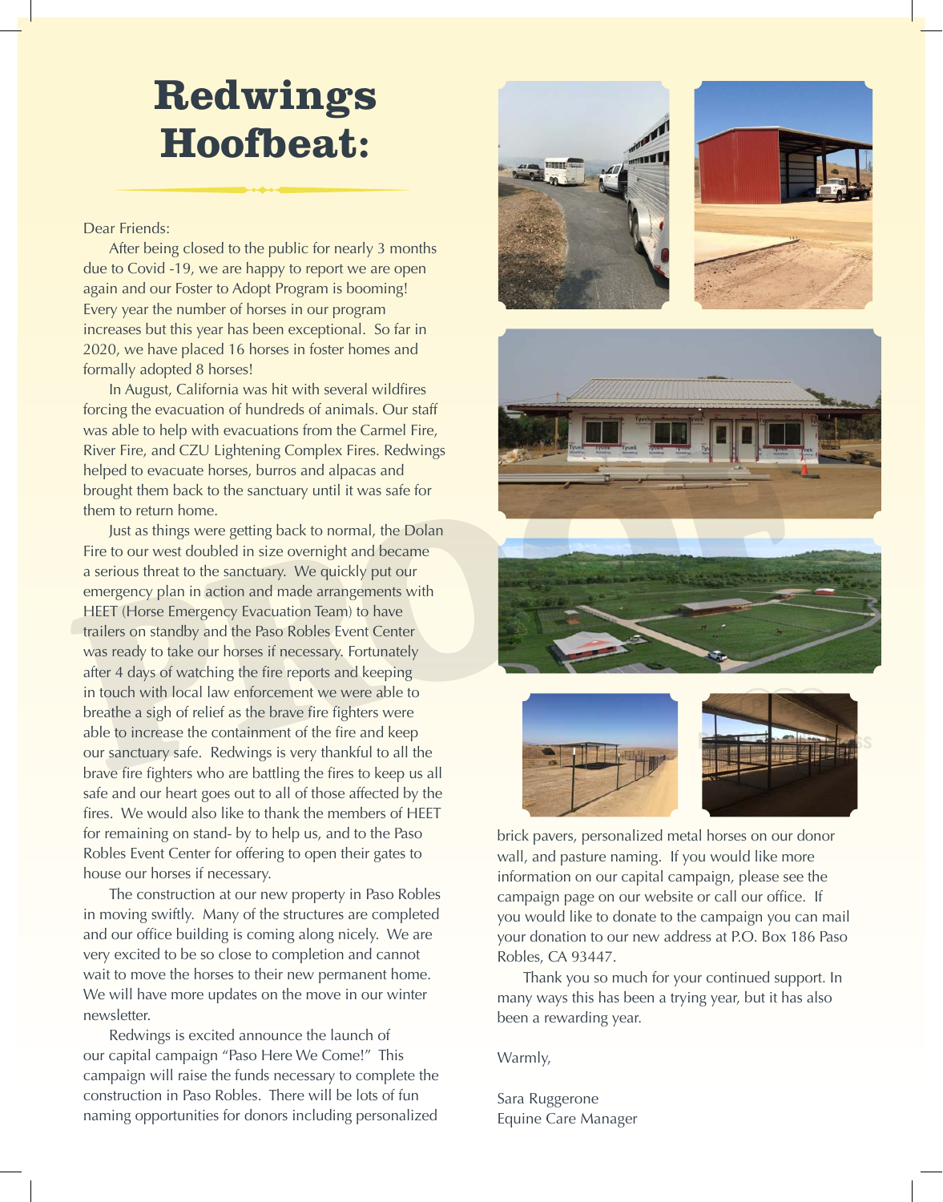# Redwings Hoofbeat:

Dear Friends:

After being closed to the public for nearly 3 months due to Covid -19, we are happy to report we are open again and our Foster to Adopt Program is booming! Every year the number of horses in our program increases but this year has been exceptional. So far in 2020, we have placed 16 horses in foster homes and formally adopted 8 horses!

In August, California was hit with several wildfires forcing the evacuation of hundreds of animals. Our staff was able to help with evacuations from the Carmel Fire, River Fire, and CZU Lightening Complex Fires. Redwings helped to evacuate horses, burros and alpacas and brought them back to the sanctuary until it was safe for them to return home.

Just as things were getting back to normal, the Dolan Fire to our west doubled in size overnight and became a serious threat to the sanctuary. We quickly put our emergency plan in action and made arrangements with HEET (Horse Emergency Evacuation Team) to have trailers on standby and the Paso Robles Event Center was ready to take our horses if necessary. Fortunately after 4 days of watching the fire reports and keeping in touch with local law enforcement we were able to breathe a sigh of relief as the brave fire fighters were able to increase the containment of the fire and keep our sanctuary safe. Redwings is very thankful to all the brave fire fighters who are battling the fires to keep us all safe and our heart goes out to all of those affected by the fires. We would also like to thank the members of HEET for remaining on stand- by to help us, and to the Paso Robles Event Center for offering to open their gates to house our horses if necessary.

The construction at our new property in Paso Robles in moving swiftly. Many of the structures are completed and our office building is coming along nicely. We are very excited to be so close to completion and cannot wait to move the horses to their new permanent home. We will have more updates on the move in our winter newsletter.

Redwings is excited announce the launch of our capital campaign "Paso Here We Come!" This campaign will raise the funds necessary to complete the construction in Paso Robles. There will be lots of fun naming opportunities for donors including personalized brick pavers, personalized metal horses on our donor wall, and pasture naming. If you would like more information on our capital campaign, please see the campaign page on our website or call our office. If you would like to donate to the campaign you can mail your donation to our new address at P.O. Box 186 Paso Robles, CA 93447.

Thank you so much for your continued support. In many ways this has been a trying year, but it has also been a rewarding year.

Warmly,

Sara Ruggerone
Equine Care Manager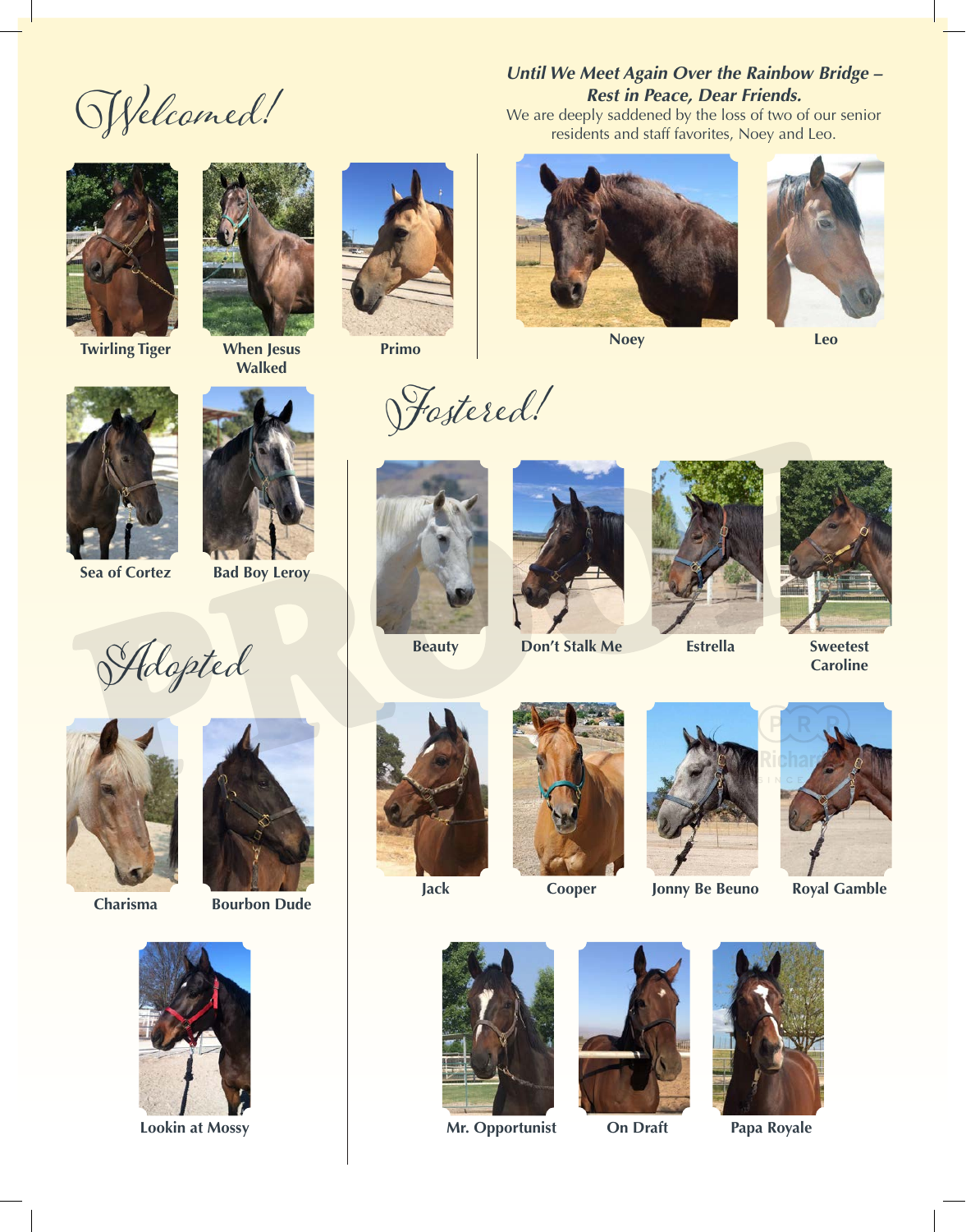# Welcomed!

Twirling Tiger

When Jesus Walked

Primo

Sea of Cortez

Bad Boy Leroy

## *Until We Meet Again Over the Rainbow Bridge – Rest in Peace, Dear Friends.*

We are deeply saddened by the loss of two of our senior residents and staff favorites, Noey and Leo.

Noey

Leo

# Fostered!

Beauty

Don't Stalk Me

Estrella

Sweetest Caroline

Jack

Cooper

Jonny Be Beuno

Royal Gamble

Mr. Opportunist

On Draft

Papa Royale

# Adopted

Charisma

Bourbon Dude

Lookin at Mossy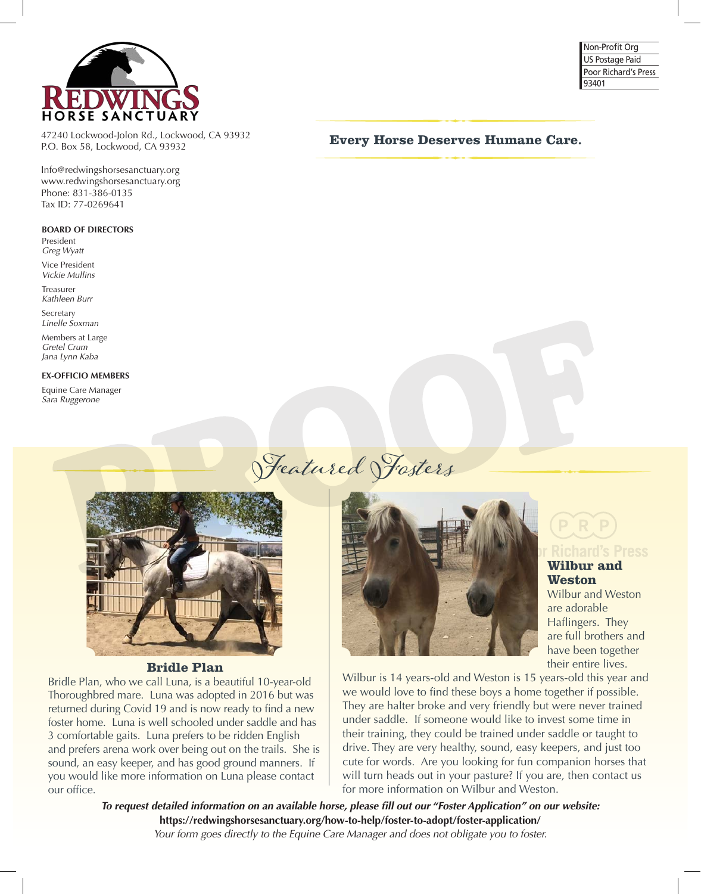REDWINGS HORSE SANCTUARY

47240 Lockwood-Jolon Rd., Lockwood, CA 93932
P.O. Box 58, Lockwood, CA 93932

Info@redwingshorsesanctuary.org
www.redwingshorsesanctuary.org
Phone: 831-386-0135
Tax ID: 77-0269641

Non-Profit Org
US Postage Paid
Poor Richard's Press
93401

**Every Horse Deserves Humane Care.**

**BOARD OF DIRECTORS**

President
*Greg Wyatt*

Vice President
*Vickie Mullins*

Treasurer
*Kathleen Burr*

Secretary
*Linelle Soxman*

Members at Large
*Gretel Crum*
*Jana Lynn Kaba*

**EX-OFFICIO MEMBERS**

Equine Care Manager
*Sara Ruggerone*

PROOF

## Featured Fosters

### Bridle Plan

Bridle Plan, who we call Luna, is a beautiful 10-year-old Thoroughbred mare. Luna was adopted in 2016 but was returned during Covid 19 and is now ready to find a new foster home. Luna is well schooled under saddle and has 3 comfortable gaits. Luna prefers to be ridden English and prefers arena work over being out on the trails. She is sound, an easy keeper, and has good ground manners. If you would like more information on Luna please contact our office.

### Wilbur and Weston

Wilbur and Weston are adorable Haflingers. They are full brothers and have been together their entire lives. Wilbur is 14 years-old and Weston is 15 years-old this year and we would love to find these boys a home together if possible. They are halter broke and very friendly but were never trained under saddle. If someone would like to invest some time in their training, they could be trained under saddle or taught to drive. They are very healthy, sound, easy keepers, and just too cute for words. Are you looking for fun companion horses that will turn heads out in your pasture? If you are, then contact us for more information on Wilbur and Weston.

***To request detailed information on an available horse, please fill out our "Foster Application" on our website:***
**https://redwingshorsesanctuary.org/how-to-help/foster-to-adopt/foster-application/**
*Your form goes directly to the Equine Care Manager and does not obligate you to foster.*